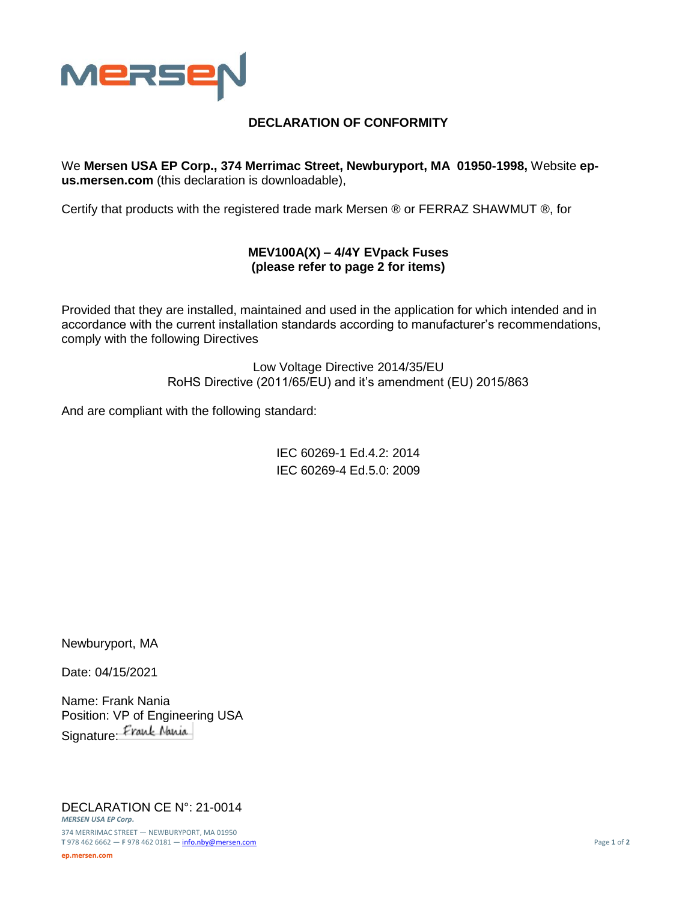# DECLARATION OF CONFORMITY

We **Mersen USA EP Corp., 374 Merrimac Street, Newburyport, MA 01950-1998,** Website **ep-us.mersen.com** (this declaration is downloadable),

Certify that products with the registered trade mark Mersen ® or FERRAZ SHAWMUT ®, for

**MEV100A(X) – 4/4Y EVpack Fuses**
**(please refer to page 2 for items)**

Provided that they are installed, maintained and used in the application for which intended and in accordance with the current installation standards according to manufacturer's recommendations, comply with the following Directives

Low Voltage Directive 2014/35/EU
RoHS Directive (2011/65/EU) and it's amendment (EU) 2015/863

And are compliant with the following standard:

IEC 60269-1 Ed.4.2: 2014
IEC 60269-4 Ed.5.0: 2009

Newburyport, MA

Date: 04/15/2021

Name: Frank Nania
Position: VP of Engineering USA
Signature: Frank Nania

DECLARATION CE N°: 21-0014
*MERSEN USA EP Corp.*
374 MERRIMAC STREET — NEWBURYPORT, MA 01950
**T** 978 462 6662 — **F** 978 462 0181 — info.nby@mersen.com
**ep.mersen.com**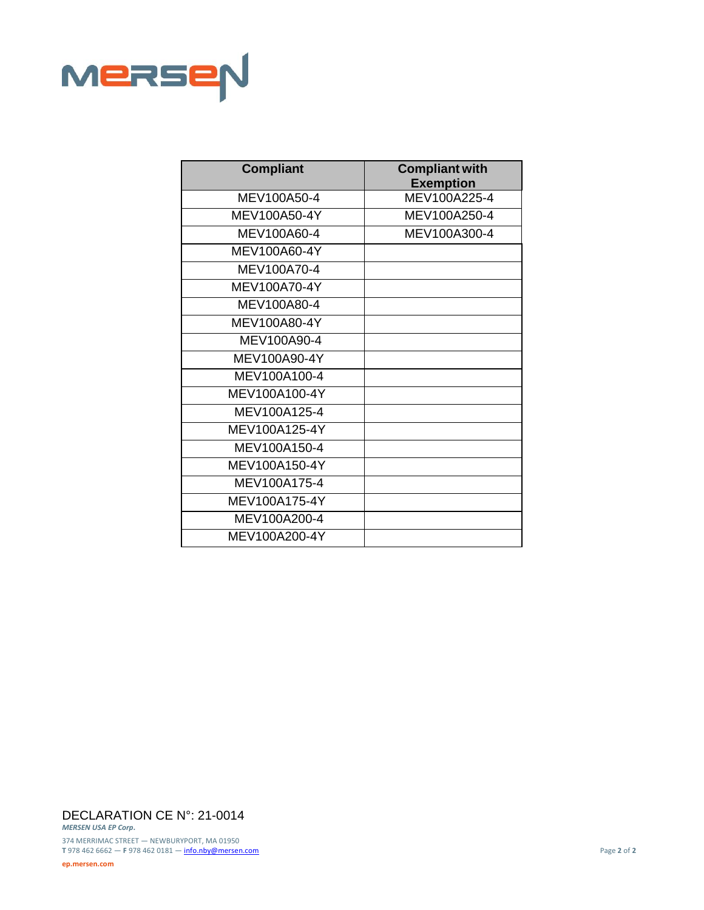| Compliant | Compliant with Exemption |
| --- | --- |
| MEV100A50-4 | MEV100A225-4 |
| MEV100A50-4Y | MEV100A250-4 |
| MEV100A60-4 | MEV100A300-4 |
| MEV100A60-4Y | |
| MEV100A70-4 | |
| MEV100A70-4Y | |
| MEV100A80-4 | |
| MEV100A80-4Y | |
| MEV100A90-4 | |
| MEV100A90-4Y | |
| MEV100A100-4 | |
| MEV100A100-4Y | |
| MEV100A125-4 | |
| MEV100A125-4Y | |
| MEV100A150-4 | |
| MEV100A150-4Y | |
| MEV100A175-4 | |
| MEV100A175-4Y | |
| MEV100A200-4 | |
| MEV100A200-4Y | |

DECLARATION CE N°: 21-0014

***MERSEN USA EP Corp.***

374 MERRIMAC STREET — NEWBURYPORT, MA 01950

**T** 978 462 6662 — **F** 978 462 0181 — info.nby@mersen.com

**ep.mersen.com**